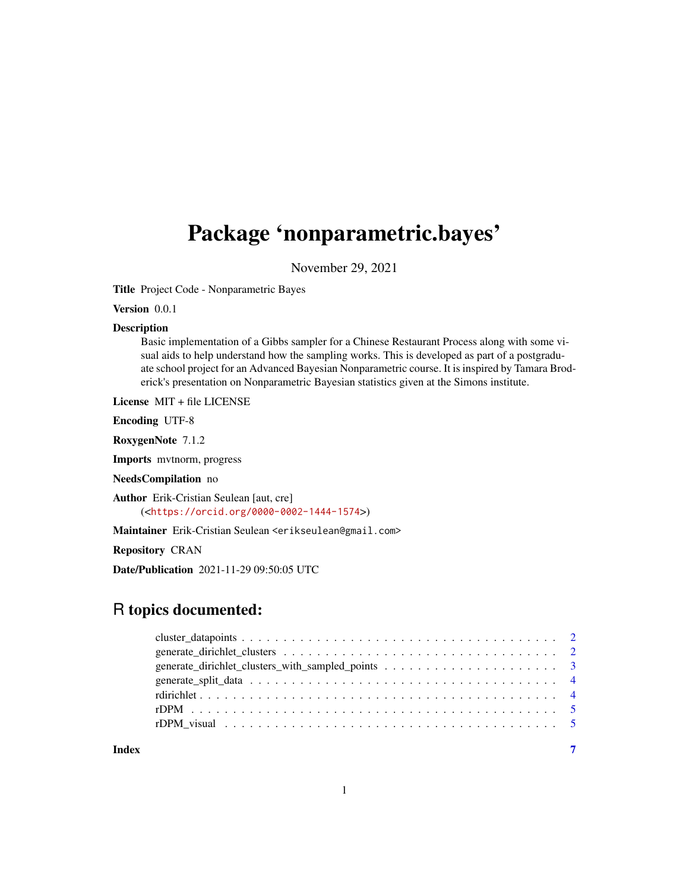# Package 'nonparametric.bayes'

November 29, 2021

**Title** Project Code - Nonparametric Bayes

**Version** 0.0.1

**Description** Basic implementation of a Gibbs sampler for a Chinese Restaurant Process along with some visual aids to help understand how the sampling works. This is developed as part of a postgraduate school project for an Advanced Bayesian Nonparametric course. It is inspired by Tamara Broderick's presentation on Nonparametric Bayesian statistics given at the Simons institute.

**License** MIT + file LICENSE

**Encoding** UTF-8

**RoxygenNote** 7.1.2

**Imports** mvtnorm, progress

**NeedsCompilation** no

**Author** Erik-Cristian Seulean [aut, cre] (<https://orcid.org/0000-0002-1444-1574>)

**Maintainer** Erik-Cristian Seulean <erikseulean@gmail.com>

**Repository** CRAN

**Date/Publication** 2021-11-29 09:50:05 UTC

## R topics documented:

- cluster_datapoints . . . . . . . . . . . . . . . . . . . . . . . . . . . . . . . . . . . . . . . 2
- generate_dirichlet_clusters . . . . . . . . . . . . . . . . . . . . . . . . . . . . . . . . . . . 2
- generate_dirichlet_clusters_with_sampled_points . . . . . . . . . . . . . . . . . . . . . . 3
- generate_split_data . . . . . . . . . . . . . . . . . . . . . . . . . . . . . . . . . . . . . . . 4
- rdirichlet . . . . . . . . . . . . . . . . . . . . . . . . . . . . . . . . . . . . . . . . . . . . 4
- rDPM . . . . . . . . . . . . . . . . . . . . . . . . . . . . . . . . . . . . . . . . . . . . . . 5
- rDPM_visual . . . . . . . . . . . . . . . . . . . . . . . . . . . . . . . . . . . . . . . . . . 5

**Index** 7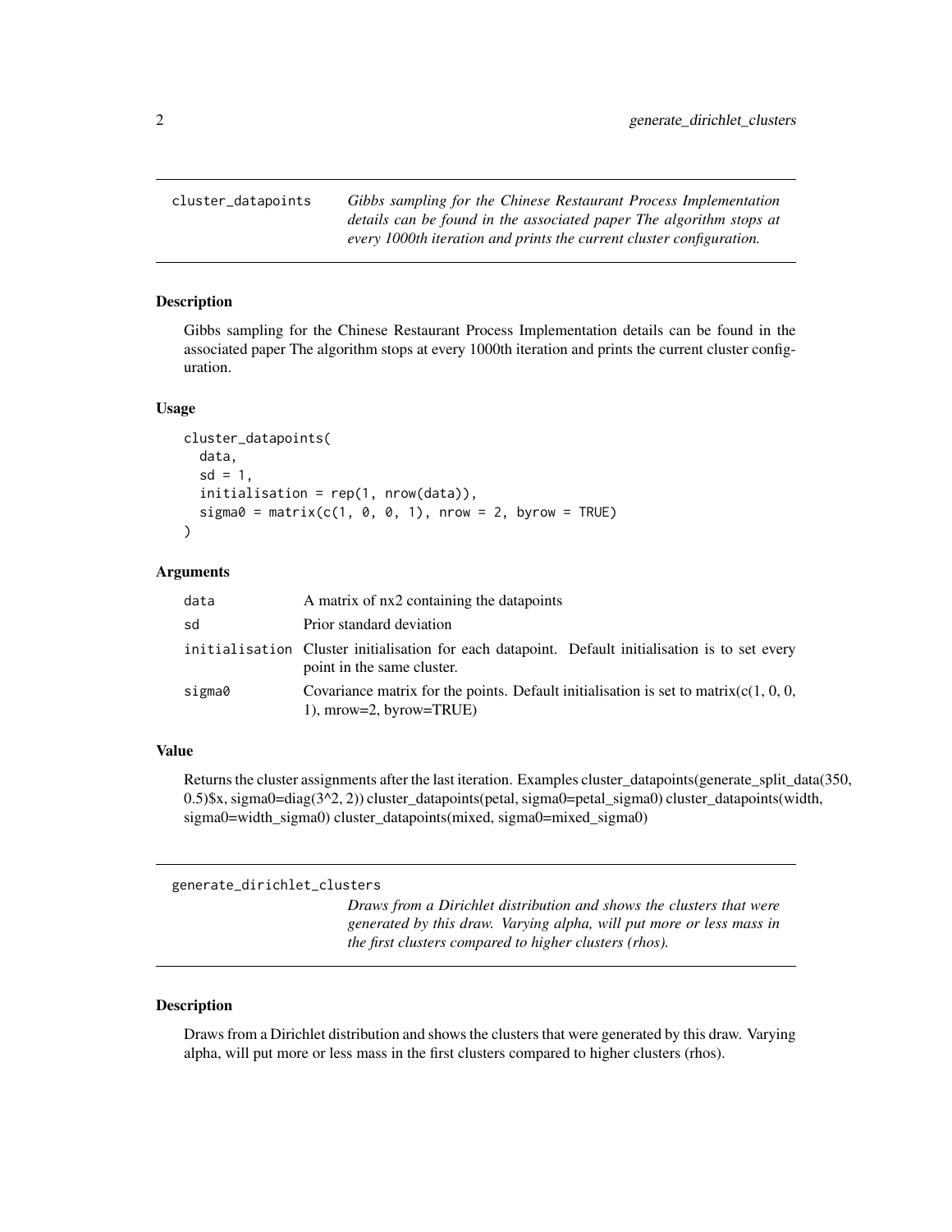## cluster_datapoints

*Gibbs sampling for the Chinese Restaurant Process Implementation details can be found in the associated paper The algorithm stops at every 1000th iteration and prints the current cluster configuration.*

### Description

Gibbs sampling for the Chinese Restaurant Process Implementation details can be found in the associated paper The algorithm stops at every 1000th iteration and prints the current cluster configuration.

### Usage

```
cluster_datapoints(
  data,
  sd = 1,
  initialisation = rep(1, nrow(data)),
  sigma0 = matrix(c(1, 0, 0, 1), nrow = 2, byrow = TRUE)
)
```

### Arguments

| | |
|---|---|
| data | A matrix of nx2 containing the datapoints |
| sd | Prior standard deviation |
| initialisation | Cluster initialisation for each datapoint. Default initialisation is to set every point in the same cluster. |
| sigma0 | Covariance matrix for the points. Default initialisation is set to matrix(c(1, 0, 0, 1), mrow=2, byrow=TRUE) |

### Value

Returns the cluster assignments after the last iteration. Examples cluster_datapoints(generate_split_data(350, 0.5)$x, sigma0=diag(3^2, 2)) cluster_datapoints(petal, sigma0=petal_sigma0) cluster_datapoints(width, sigma0=width_sigma0) cluster_datapoints(mixed, sigma0=mixed_sigma0)

## generate_dirichlet_clusters

*Draws from a Dirichlet distribution and shows the clusters that were generated by this draw. Varying alpha, will put more or less mass in the first clusters compared to higher clusters (rhos).*

### Description

Draws from a Dirichlet distribution and shows the clusters that were generated by this draw. Varying alpha, will put more or less mass in the first clusters compared to higher clusters (rhos).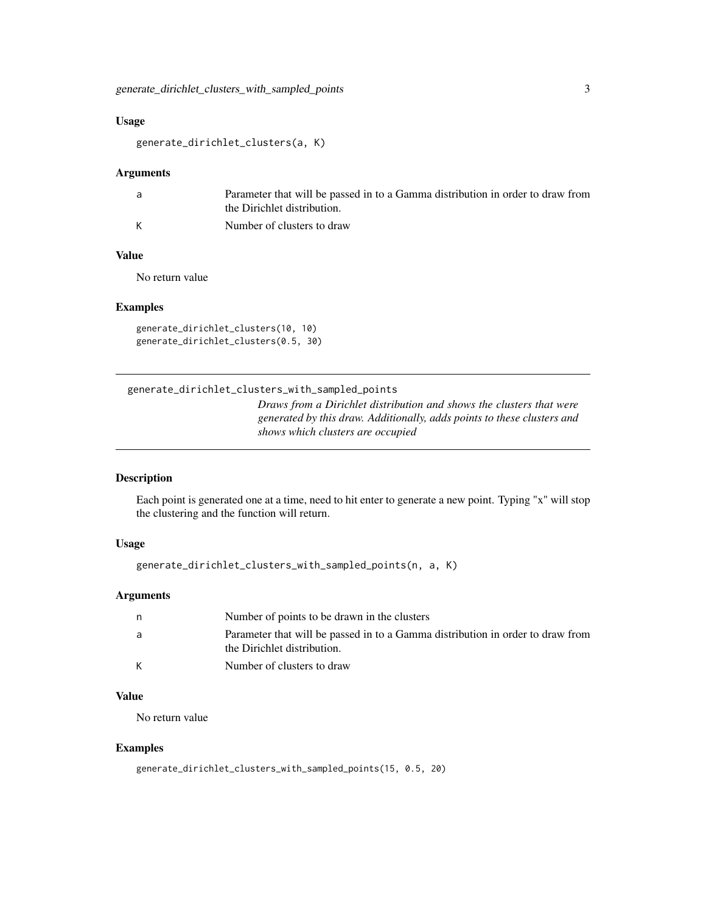### Usage

```
generate_dirichlet_clusters(a, K)
```

### Arguments

| | |
|---|---|
| a | Parameter that will be passed in to a Gamma distribution in order to draw from the Dirichlet distribution. |
| K | Number of clusters to draw |

### Value

No return value

### Examples

```
generate_dirichlet_clusters(10, 10)
generate_dirichlet_clusters(0.5, 30)
```

---

## generate_dirichlet_clusters_with_sampled_points

*Draws from a Dirichlet distribution and shows the clusters that were generated by this draw. Additionally, adds points to these clusters and shows which clusters are occupied*

---

### Description

Each point is generated one at a time, need to hit enter to generate a new point. Typing "x" will stop the clustering and the function will return.

### Usage

```
generate_dirichlet_clusters_with_sampled_points(n, a, K)
```

### Arguments

| | |
|---|---|
| n | Number of points to be drawn in the clusters |
| a | Parameter that will be passed in to a Gamma distribution in order to draw from the Dirichlet distribution. |
| K | Number of clusters to draw |

### Value

No return value

### Examples

```
generate_dirichlet_clusters_with_sampled_points(15, 0.5, 20)
```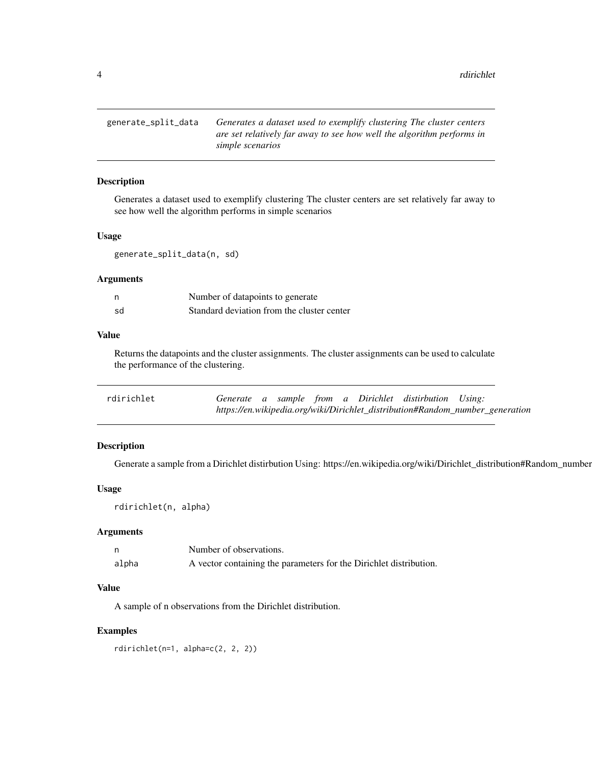## generate_split_data

*Generates a dataset used to exemplify clustering The cluster centers are set relatively far away to see how well the algorithm performs in simple scenarios*

### Description

Generates a dataset used to exemplify clustering The cluster centers are set relatively far away to see how well the algorithm performs in simple scenarios

### Usage

```
generate_split_data(n, sd)
```

### Arguments

| | |
|---|---|
| n | Number of datapoints to generate |
| sd | Standard deviation from the cluster center |

### Value

Returns the datapoints and the cluster assignments. The cluster assignments can be used to calculate the performance of the clustering.

## rdirichlet

*Generate a sample from a Dirichlet distirbution Using: https://en.wikipedia.org/wiki/Dirichlet_distribution#Random_number_generation*

### Description

Generate a sample from a Dirichlet distirbution Using: https://en.wikipedia.org/wiki/Dirichlet_distribution#Random_number

### Usage

```
rdirichlet(n, alpha)
```

### Arguments

| | |
|---|---|
| n | Number of observations. |
| alpha | A vector containing the parameters for the Dirichlet distribution. |

### Value

A sample of n observations from the Dirichlet distribution.

### Examples

```
rdirichlet(n=1, alpha=c(2, 2, 2))
```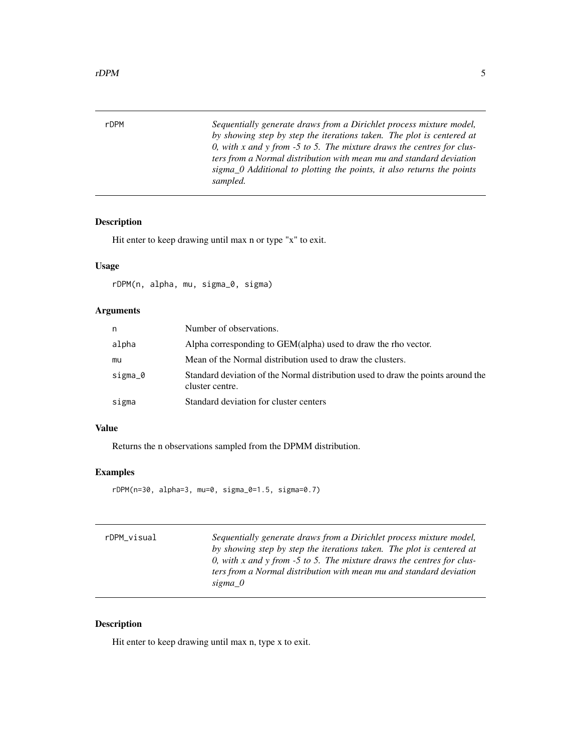## rDPM

*Sequentially generate draws from a Dirichlet process mixture model, by showing step by step the iterations taken. The plot is centered at 0, with x and y from -5 to 5. The mixture draws the centres for clusters from a Normal distribution with mean mu and standard deviation sigma_0 Additional to plotting the points, it also returns the points sampled.*

### Description

Hit enter to keep drawing until max n or type "x" to exit.

### Usage

```
rDPM(n, alpha, mu, sigma_0, sigma)
```

### Arguments

| | |
|---|---|
| n | Number of observations. |
| alpha | Alpha corresponding to GEM(alpha) used to draw the rho vector. |
| mu | Mean of the Normal distribution used to draw the clusters. |
| sigma_0 | Standard deviation of the Normal distribution used to draw the points around the cluster centre. |
| sigma | Standard deviation for cluster centers |

### Value

Returns the n observations sampled from the DPMM distribution.

### Examples

```
rDPM(n=30, alpha=3, mu=0, sigma_0=1.5, sigma=0.7)
```

## rDPM_visual

*Sequentially generate draws from a Dirichlet process mixture model, by showing step by step the iterations taken. The plot is centered at 0, with x and y from -5 to 5. The mixture draws the centres for clusters from a Normal distribution with mean mu and standard deviation sigma_0*

### Description

Hit enter to keep drawing until max n, type x to exit.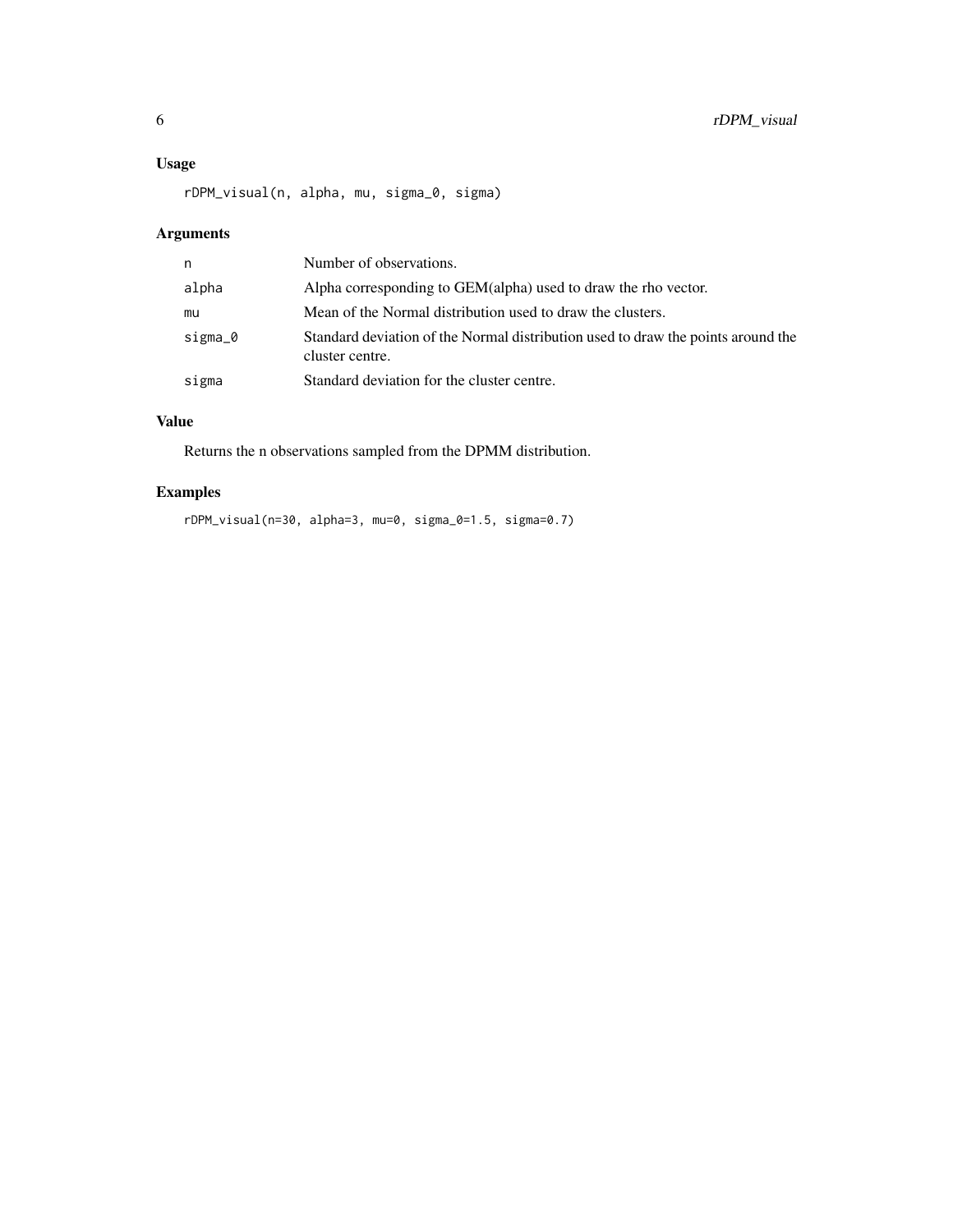### Usage

```
rDPM_visual(n, alpha, mu, sigma_0, sigma)
```

### Arguments

| | |
|---|---|
| n | Number of observations. |
| alpha | Alpha corresponding to GEM(alpha) used to draw the rho vector. |
| mu | Mean of the Normal distribution used to draw the clusters. |
| sigma_0 | Standard deviation of the Normal distribution used to draw the points around the cluster centre. |
| sigma | Standard deviation for the cluster centre. |

### Value

Returns the n observations sampled from the DPMM distribution.

### Examples

```
rDPM_visual(n=30, alpha=3, mu=0, sigma_0=1.5, sigma=0.7)
```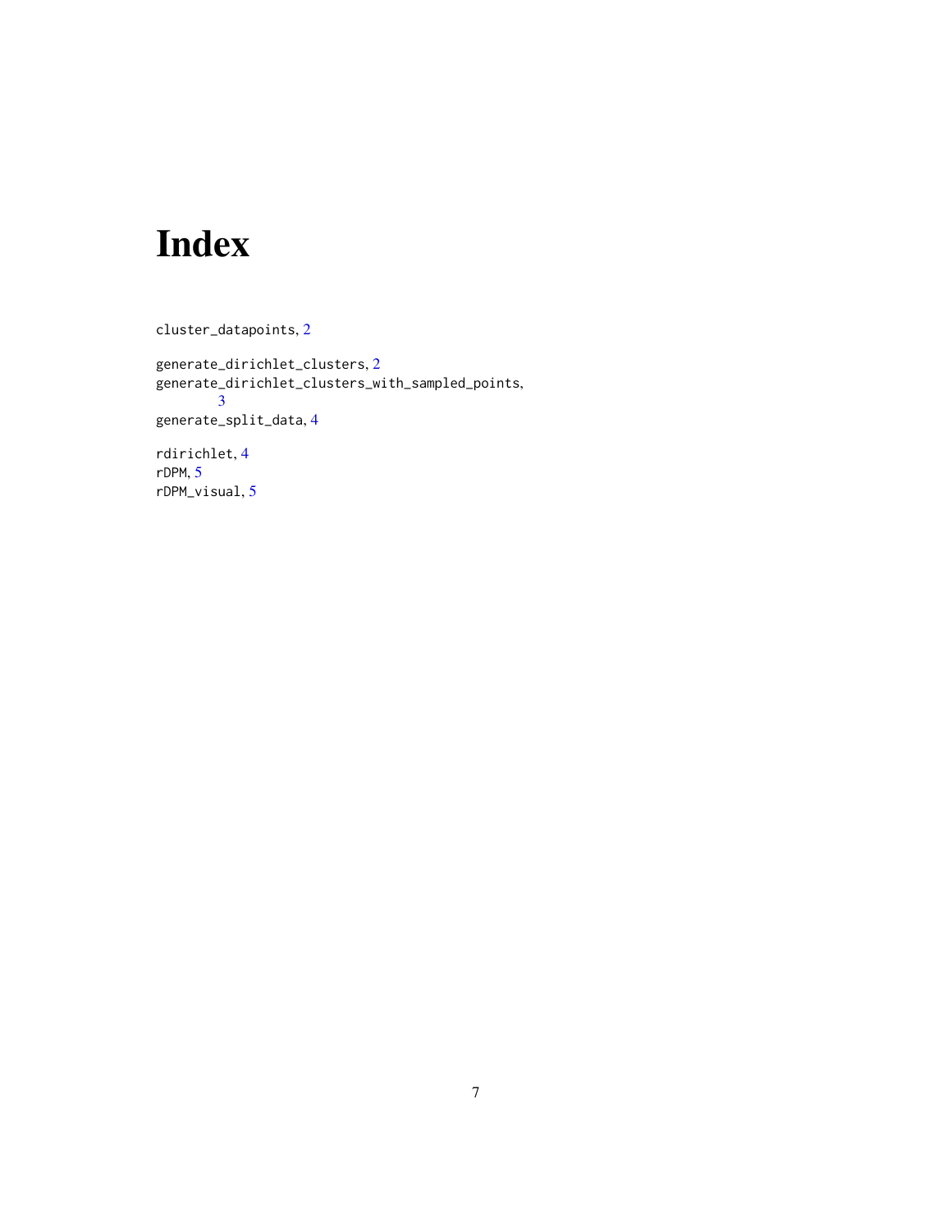# Index

cluster_datapoints, 2

generate_dirichlet_clusters, 2
generate_dirichlet_clusters_with_sampled_points, 3
generate_split_data, 4

rdirichlet, 4
rDPM, 5
rDPM_visual, 5